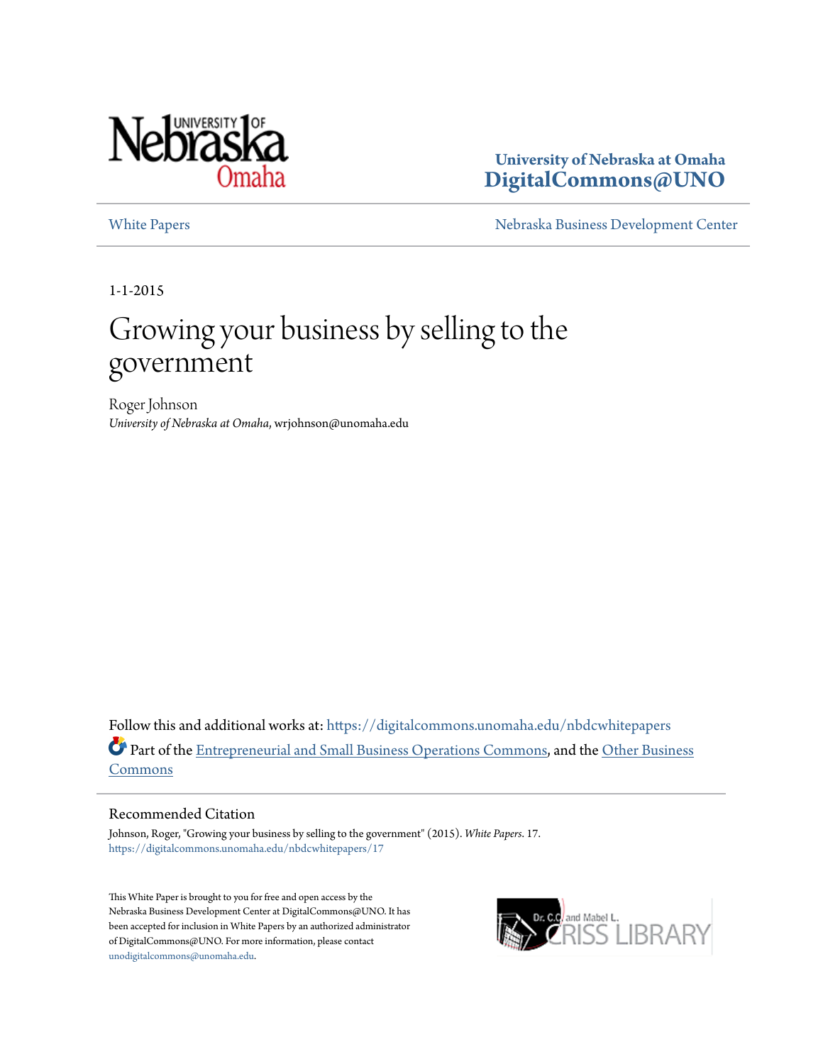University of Nebraska at Omaha
**DigitalCommons@UNO**

White Papers | Nebraska Business Development Center

1-1-2015

# Growing your business by selling to the government

Roger Johnson
*University of Nebraska at Omaha*, wrjohnson@unomaha.edu

Follow this and additional works at: https://digitalcommons.unomaha.edu/nbdcwhitepapers

Part of the Entrepreneurial and Small Business Operations Commons, and the Other Business Commons

## Recommended Citation

Johnson, Roger, "Growing your business by selling to the government" (2015). *White Papers*. 17.
https://digitalcommons.unomaha.edu/nbdcwhitepapers/17

This White Paper is brought to you for free and open access by the Nebraska Business Development Center at DigitalCommons@UNO. It has been accepted for inclusion in White Papers by an authorized administrator of DigitalCommons@UNO. For more information, please contact unodigitalcommons@unomaha.edu.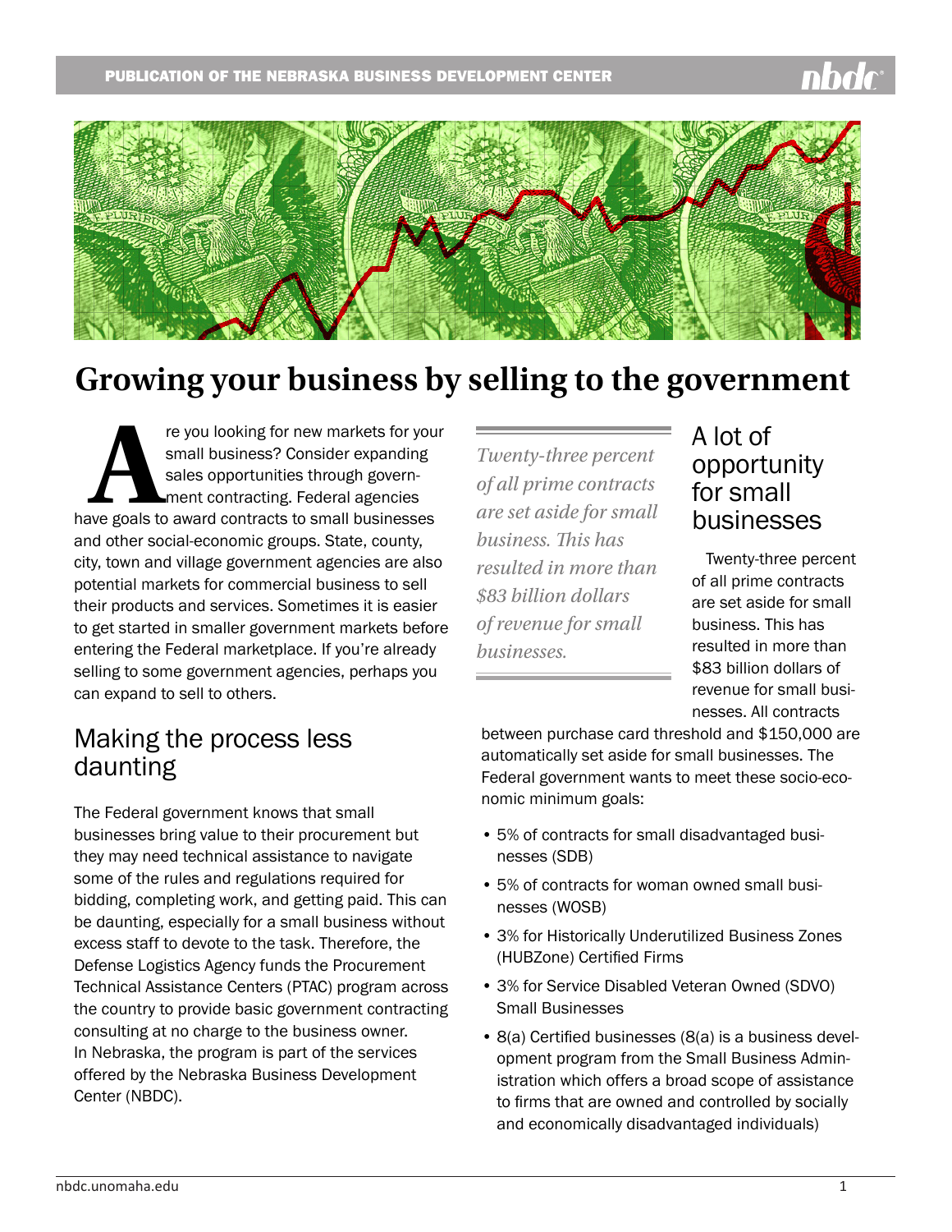# Growing your business by selling to the government

Are you looking for new markets for your small business? Consider expanding sales opportunities through government contracting. Federal agencies have goals to award contracts to small businesses and other social-economic groups. State, county, city, town and village government agencies are also potential markets for commercial business to sell their products and services. Sometimes it is easier to get started in smaller government markets before entering the Federal marketplace. If you're already selling to some government agencies, perhaps you can expand to sell to others.

## Making the process less daunting

The Federal government knows that small businesses bring value to their procurement but they may need technical assistance to navigate some of the rules and regulations required for bidding, completing work, and getting paid. This can be daunting, especially for a small business without excess staff to devote to the task. Therefore, the Defense Logistics Agency funds the Procurement Technical Assistance Centers (PTAC) program across the country to provide basic government contracting consulting at no charge to the business owner. In Nebraska, the program is part of the services offered by the Nebraska Business Development Center (NBDC).

*Twenty-three percent of all prime contracts are set aside for small business. This has resulted in more than $83 billion dollars of revenue for small businesses.*

## A lot of opportunity for small businesses

Twenty-three percent of all prime contracts are set aside for small business. This has resulted in more than $83 billion dollars of revenue for small businesses. All contracts between purchase card threshold and $150,000 are automatically set aside for small businesses. The Federal government wants to meet these socio-economic minimum goals:

- 5% of contracts for small disadvantaged businesses (SDB)
- 5% of contracts for woman owned small businesses (WOSB)
- 3% for Historically Underutilized Business Zones (HUBZone) Certified Firms
- 3% for Service Disabled Veteran Owned (SDVO) Small Businesses
- 8(a) Certified businesses (8(a) is a business development program from the Small Business Administration which offers a broad scope of assistance to firms that are owned and controlled by socially and economically disadvantaged individuals)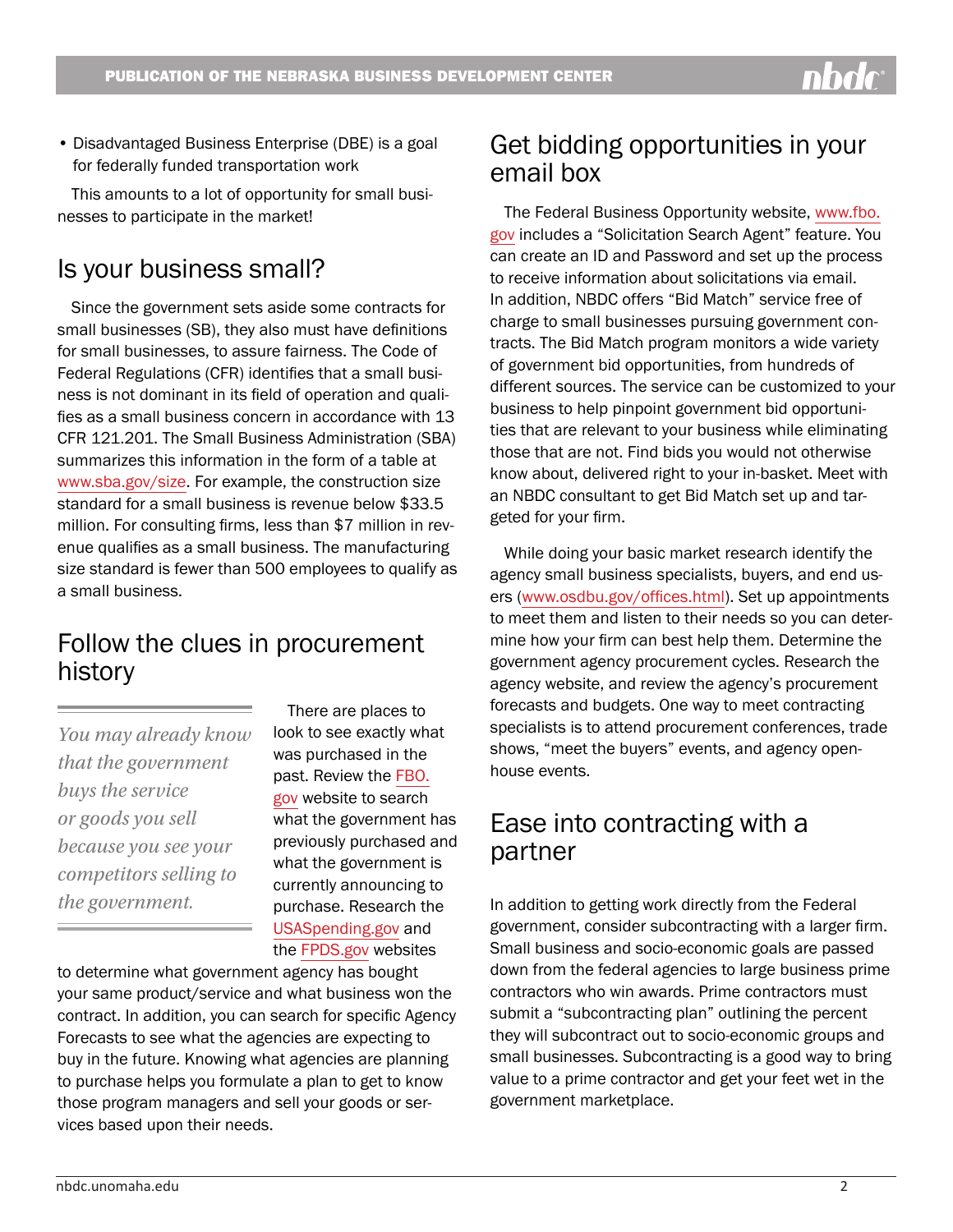- Disadvantaged Business Enterprise (DBE) is a goal for federally funded transportation work

This amounts to a lot of opportunity for small businesses to participate in the market!

## Is your business small?

Since the government sets aside some contracts for small businesses (SB), they also must have definitions for small businesses, to assure fairness. The Code of Federal Regulations (CFR) identifies that a small business is not dominant in its field of operation and qualifies as a small business concern in accordance with 13 CFR 121.201. The Small Business Administration (SBA) summarizes this information in the form of a table at www.sba.gov/size. For example, the construction size standard for a small business is revenue below $33.5 million. For consulting firms, less than $7 million in revenue qualifies as a small business. The manufacturing size standard is fewer than 500 employees to qualify as a small business.

## Follow the clues in procurement history

*You may already know that the government buys the service or goods you sell because you see your competitors selling to the government.*

There are places to look to see exactly what was purchased in the past. Review the FBO.gov website to search what the government has previously purchased and what the government is currently announcing to purchase. Research the USASpending.gov and the FPDS.gov websites to determine what government agency has bought your same product/service and what business won the contract. In addition, you can search for specific Agency Forecasts to see what the agencies are expecting to buy in the future. Knowing what agencies are planning to purchase helps you formulate a plan to get to know those program managers and sell your goods or services based upon their needs.

## Get bidding opportunities in your email box

The Federal Business Opportunity website, www.fbo.gov includes a "Solicitation Search Agent" feature. You can create an ID and Password and set up the process to receive information about solicitations via email. In addition, NBDC offers "Bid Match" service free of charge to small businesses pursuing government contracts. The Bid Match program monitors a wide variety of government bid opportunities, from hundreds of different sources. The service can be customized to your business to help pinpoint government bid opportunities that are relevant to your business while eliminating those that are not. Find bids you would not otherwise know about, delivered right to your in-basket. Meet with an NBDC consultant to get Bid Match set up and targeted for your firm.

While doing your basic market research identify the agency small business specialists, buyers, and end users (www.osdbu.gov/offices.html). Set up appointments to meet them and listen to their needs so you can determine how your firm can best help them. Determine the government agency procurement cycles. Research the agency website, and review the agency's procurement forecasts and budgets. One way to meet contracting specialists is to attend procurement conferences, trade shows, "meet the buyers" events, and agency open-house events.

## Ease into contracting with a partner

In addition to getting work directly from the Federal government, consider subcontracting with a larger firm. Small business and socio-economic goals are passed down from the federal agencies to large business prime contractors who win awards. Prime contractors must submit a "subcontracting plan" outlining the percent they will subcontract out to socio-economic groups and small businesses. Subcontracting is a good way to bring value to a prime contractor and get your feet wet in the government marketplace.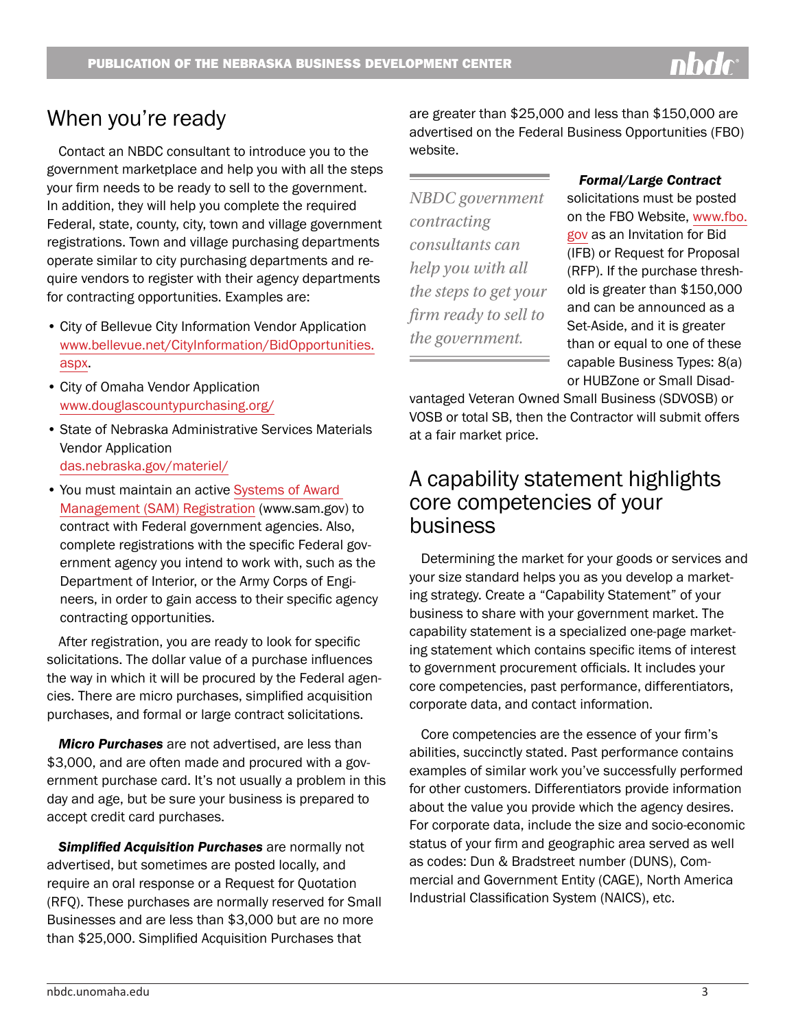## When you're ready

Contact an NBDC consultant to introduce you to the government marketplace and help you with all the steps your firm needs to be ready to sell to the government. In addition, they will help you complete the required Federal, state, county, city, town and village government registrations. Town and village purchasing departments operate similar to city purchasing departments and require vendors to register with their agency departments for contracting opportunities. Examples are:

- City of Bellevue City Information Vendor Application www.bellevue.net/CityInformation/BidOpportunities.aspx.
- City of Omaha Vendor Application www.douglascountypurchasing.org/
- State of Nebraska Administrative Services Materials Vendor Application das.nebraska.gov/materiel/
- You must maintain an active Systems of Award Management (SAM) Registration (www.sam.gov) to contract with Federal government agencies. Also, complete registrations with the specific Federal government agency you intend to work with, such as the Department of Interior, or the Army Corps of Engineers, in order to gain access to their specific agency contracting opportunities.

After registration, you are ready to look for specific solicitations. The dollar value of a purchase influences the way in which it will be procured by the Federal agencies. There are micro purchases, simplified acquisition purchases, and formal or large contract solicitations.

***Micro Purchases*** are not advertised, are less than $3,000, and are often made and procured with a government purchase card. It's not usually a problem in this day and age, but be sure your business is prepared to accept credit card purchases.

***Simplified Acquisition Purchases*** are normally not advertised, but sometimes are posted locally, and require an oral response or a Request for Quotation (RFQ). These purchases are normally reserved for Small Businesses and are less than $3,000 but are no more than $25,000. Simplified Acquisition Purchases that are greater than $25,000 and less than $150,000 are advertised on the Federal Business Opportunities (FBO) website.

*NBDC government contracting consultants can help you with all the steps to get your firm ready to sell to the government.*

***Formal/Large Contract*** solicitations must be posted on the FBO Website, www.fbo.gov as an Invitation for Bid (IFB) or Request for Proposal (RFP). If the purchase threshold is greater than $150,000 and can be announced as a Set-Aside, and it is greater than or equal to one of these capable Business Types: 8(a) or HUBZone or Small Disadvantaged Veteran Owned Small Business (SDVOSB) or VOSB or total SB, then the Contractor will submit offers at a fair market price.

## A capability statement highlights core competencies of your business

Determining the market for your goods or services and your size standard helps you as you develop a marketing strategy. Create a "Capability Statement" of your business to share with your government market. The capability statement is a specialized one-page marketing statement which contains specific items of interest to government procurement officials. It includes your core competencies, past performance, differentiators, corporate data, and contact information.

Core competencies are the essence of your firm's abilities, succinctly stated. Past performance contains examples of similar work you've successfully performed for other customers. Differentiators provide information about the value you provide which the agency desires. For corporate data, include the size and socio-economic status of your firm and geographic area served as well as codes: Dun & Bradstreet number (DUNS), Commercial and Government Entity (CAGE), North America Industrial Classification System (NAICS), etc.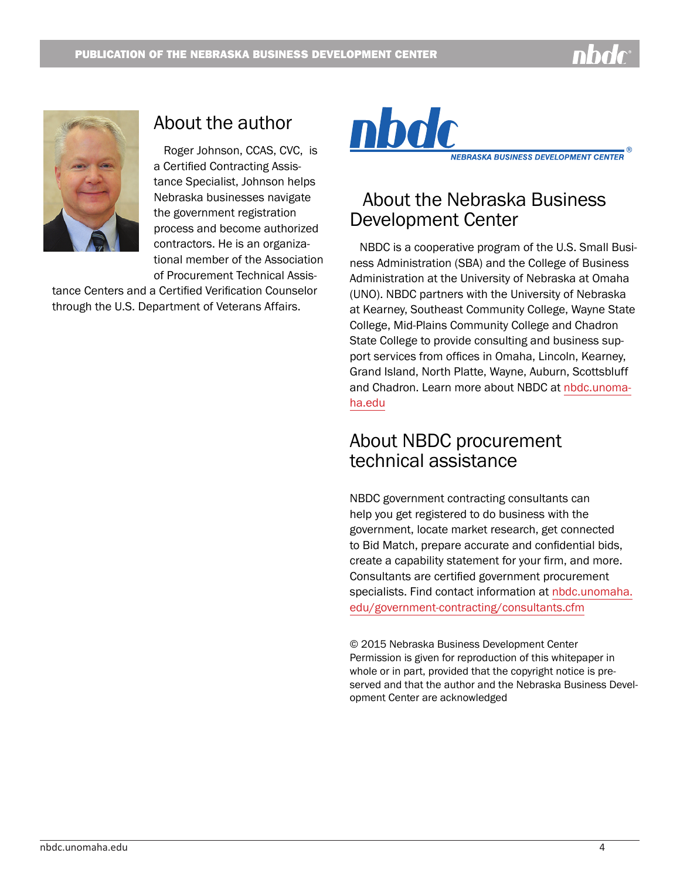## About the author

Roger Johnson, CCAS, CVC, is a Certified Contracting Assistance Specialist, Johnson helps Nebraska businesses navigate the government registration process and become authorized contractors. He is an organizational member of the Association of Procurement Technical Assistance Centers and a Certified Verification Counselor through the U.S. Department of Veterans Affairs.

## About the Nebraska Business Development Center

NBDC is a cooperative program of the U.S. Small Business Administration (SBA) and the College of Business Administration at the University of Nebraska at Omaha (UNO). NBDC partners with the University of Nebraska at Kearney, Southeast Community College, Wayne State College, Mid-Plains Community College and Chadron State College to provide consulting and business support services from offices in Omaha, Lincoln, Kearney, Grand Island, North Platte, Wayne, Auburn, Scottsbluff and Chadron. Learn more about NBDC at nbdc.unomaha.edu

## About NBDC procurement technical assistance

NBDC government contracting consultants can help you get registered to do business with the government, locate market research, get connected to Bid Match, prepare accurate and confidential bids, create a capability statement for your firm, and more. Consultants are certified government procurement specialists. Find contact information at nbdc.unomaha.edu/government-contracting/consultants.cfm

© 2015 Nebraska Business Development Center
Permission is given for reproduction of this whitepaper in whole or in part, provided that the copyright notice is preserved and that the author and the Nebraska Business Development Center are acknowledged